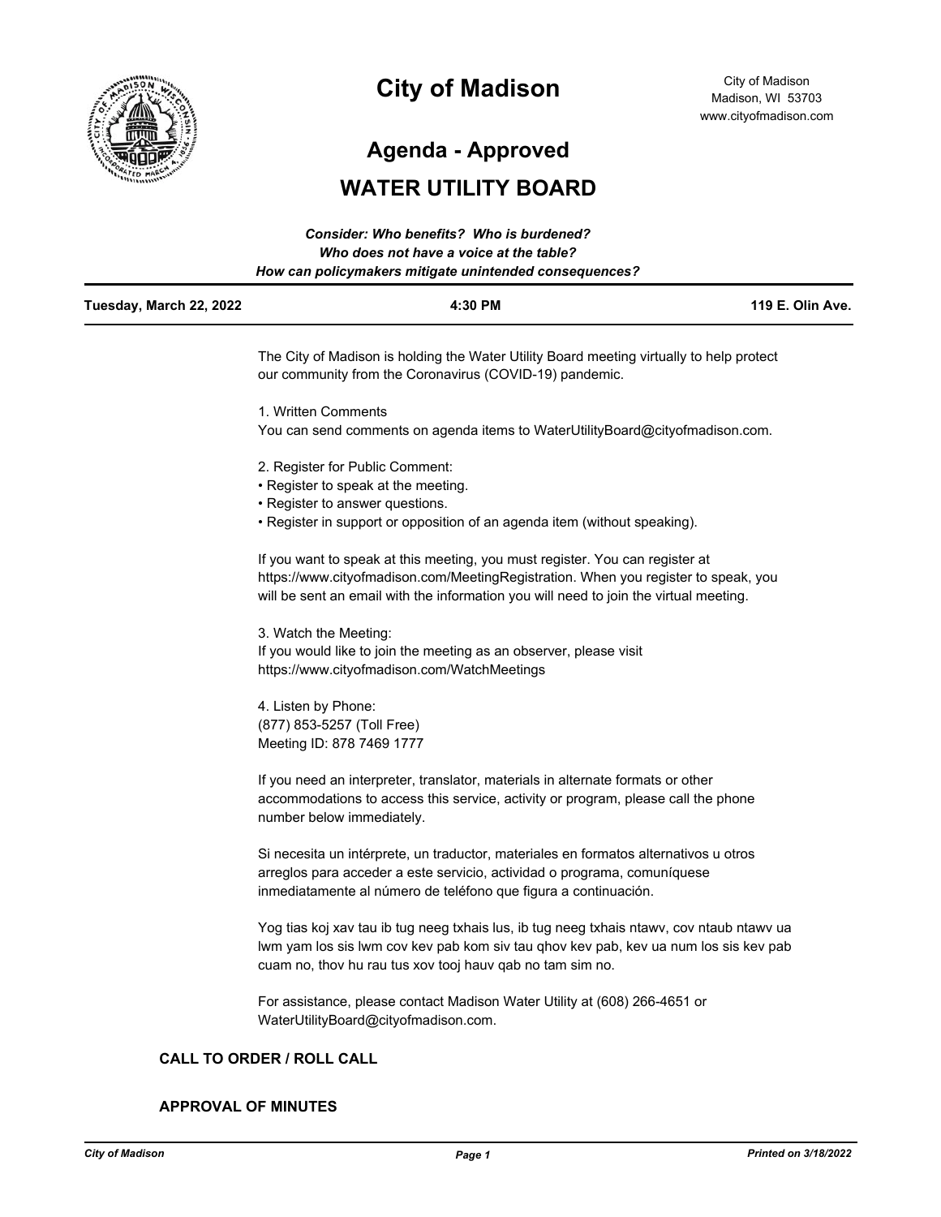# City of Madison

City of Madison
Madison, WI 53703
www.cityofmadison.com

## Agenda - Approved

## WATER UTILITY BOARD

***Consider: Who benefits? Who is burdened?***
***Who does not have a voice at the table?***
***How can policymakers mitigate unintended consequences?***

**Tuesday, March 22, 2022** | **4:30 PM** | **119 E. Olin Ave.**

The City of Madison is holding the Water Utility Board meeting virtually to help protect our community from the Coronavirus (COVID-19) pandemic.

1. Written Comments
You can send comments on agenda items to WaterUtilityBoard@cityofmadison.com.

2. Register for Public Comment:
• Register to speak at the meeting.
• Register to answer questions.
• Register in support or opposition of an agenda item (without speaking).

If you want to speak at this meeting, you must register. You can register at https://www.cityofmadison.com/MeetingRegistration. When you register to speak, you will be sent an email with the information you will need to join the virtual meeting.

3. Watch the Meeting:
If you would like to join the meeting as an observer, please visit https://www.cityofmadison.com/WatchMeetings

4. Listen by Phone:
(877) 853-5257 (Toll Free)
Meeting ID: 878 7469 1777

If you need an interpreter, translator, materials in alternate formats or other accommodations to access this service, activity or program, please call the phone number below immediately.

Si necesita un intérprete, un traductor, materiales en formatos alternativos u otros arreglos para acceder a este servicio, actividad o programa, comuníquese inmediatamente al número de teléfono que figura a continuación.

Yog tias koj xav tau ib tug neeg txhais lus, ib tug neeg txhais ntawv, cov ntaub ntawv ua lwm yam los sis lwm cov kev pab kom siv tau qhov kev pab, kev ua num los sis kev pab cuam no, thov hu rau tus xov tooj hauv qab no tam sim no.

For assistance, please contact Madison Water Utility at (608) 266-4651 or WaterUtilityBoard@cityofmadison.com.

### CALL TO ORDER / ROLL CALL

### APPROVAL OF MINUTES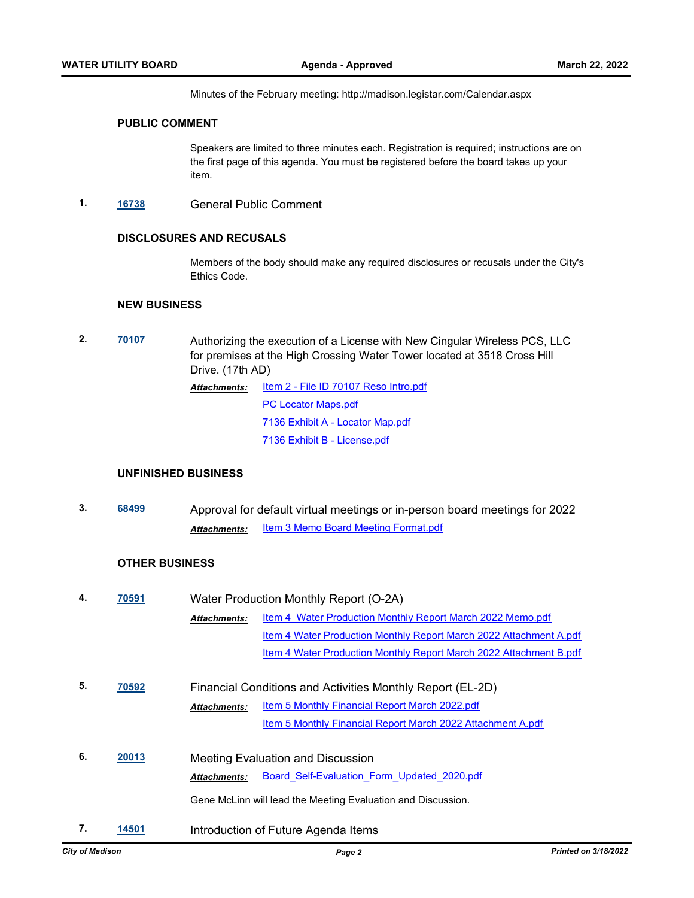Minutes of the February meeting: http://madison.legistar.com/Calendar.aspx

### PUBLIC COMMENT

Speakers are limited to three minutes each. Registration is required; instructions are on the first page of this agenda. You must be registered before the board takes up your item.

**1.** **16738** General Public Comment

### DISCLOSURES AND RECUSALS

Members of the body should make any required disclosures or recusals under the City's Ethics Code.

### NEW BUSINESS

**2.** **70107** Authorizing the execution of a License with New Cingular Wireless PCS, LLC for premises at the High Crossing Water Tower located at 3518 Cross Hill Drive. (17th AD)

***Attachments:***
- Item 2 - File ID 70107 Reso Intro.pdf
- PC Locator Maps.pdf
- 7136 Exhibit A - Locator Map.pdf
- 7136 Exhibit B - License.pdf

### UNFINISHED BUSINESS

**3.** **68499** Approval for default virtual meetings or in-person board meetings for 2022

***Attachments:***
- Item 3 Memo Board Meeting Format.pdf

### OTHER BUSINESS

**4.** **70591** Water Production Monthly Report (O-2A)

***Attachments:***
- Item 4  Water Production Monthly Report March 2022 Memo.pdf
- Item 4 Water Production Monthly Report March 2022 Attachment A.pdf
- Item 4 Water Production Monthly Report March 2022 Attachment B.pdf

**5.** **70592** Financial Conditions and Activities Monthly Report (EL-2D)

***Attachments:***
- Item 5 Monthly Financial Report March 2022.pdf
- Item 5 Monthly Financial Report March 2022 Attachment A.pdf

**6.** **20013** Meeting Evaluation and Discussion

***Attachments:***
- Board_Self-Evaluation_Form_Updated_2020.pdf

Gene McLinn will lead the Meeting Evaluation and Discussion.

**7.** **14501** Introduction of Future Agenda Items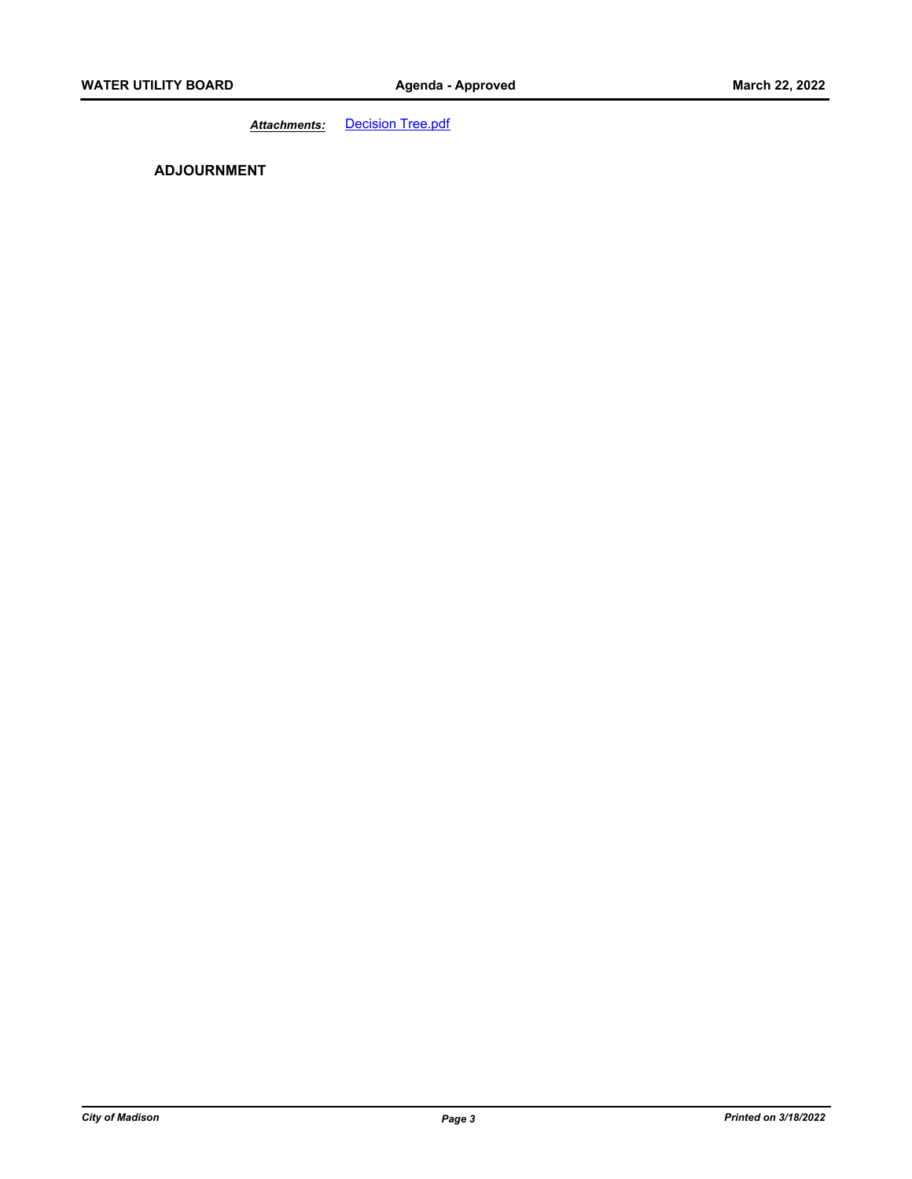***Attachments:*** [Decision Tree.pdf]

**ADJOURNMENT**